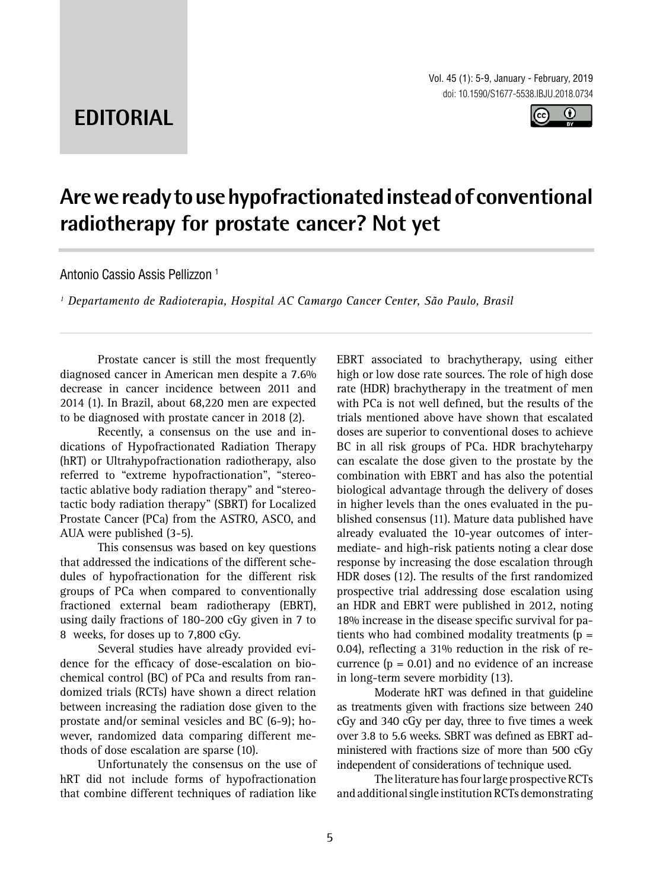**EDITORIAL**

# Are we ready to use hypofractionated instead of conventional radiotherapy for prostate cancer? Not yet

Antonio Cassio Assis Pellizzon [1]

[1] *Departamento de Radioterapia, Hospital AC Camargo Cancer Center, São Paulo, Brasil*

Prostate cancer is still the most frequently diagnosed cancer in American men despite a 7.6% decrease in cancer incidence between 2011 and 2014 (1). In Brazil, about 68,220 men are expected to be diagnosed with prostate cancer in 2018 (2).

Recently, a consensus on the use and indications of Hypofractionated Radiation Therapy (hRT) or Ultrahypofractionation radiotherapy, also referred to "extreme hypofractionation", "stereotactic ablative body radiation therapy" and "stereotactic body radiation therapy" (SBRT) for Localized Prostate Cancer (PCa) from the ASTRO, ASCO, and AUA were published (3-5).

This consensus was based on key questions that addressed the indications of the different schedules of hypofractionation for the different risk groups of PCa when compared to conventionally fractioned external beam radiotherapy (EBRT), using daily fractions of 180-200 cGy given in 7 to 8 weeks, for doses up to 7,800 cGy.

Several studies have already provided evidence for the efficacy of dose-escalation on biochemical control (BC) of PCa and results from randomized trials (RCTs) have shown a direct relation between increasing the radiation dose given to the prostate and/or seminal vesicles and BC (6-9); however, randomized data comparing different methods of dose escalation are sparse (10).

Unfortunately the consensus on the use of hRT did not include forms of hypofractionation that combine different techniques of radiation like EBRT associated to brachytherapy, using either high or low dose rate sources. The role of high dose rate (HDR) brachytherapy in the treatment of men with PCa is not well defined, but the results of the trials mentioned above have shown that escalated doses are superior to conventional doses to achieve BC in all risk groups of PCa. HDR brachyteharpy can escalate the dose given to the prostate by the combination with EBRT and has also the potential biological advantage through the delivery of doses in higher levels than the ones evaluated in the published consensus (11). Mature data published have already evaluated the 10-year outcomes of intermediate- and high-risk patients noting a clear dose response by increasing the dose escalation through HDR doses (12). The results of the first randomized prospective trial addressing dose escalation using an HDR and EBRT were published in 2012, noting 18% increase in the disease specific survival for patients who had combined modality treatments ($p = 0.04$), reflecting a 31% reduction in the risk of recurrence ($p = 0.01$) and no evidence of an increase in long-term severe morbidity (13).

Moderate hRT was defined in that guideline as treatments given with fractions size between 240 cGy and 340 cGy per day, three to five times a week over 3.8 to 5.6 weeks. SBRT was defined as EBRT administered with fractions size of more than 500 cGy independent of considerations of technique used.

The literature has four large prospective RCTs and additional single institution RCTs demonstrating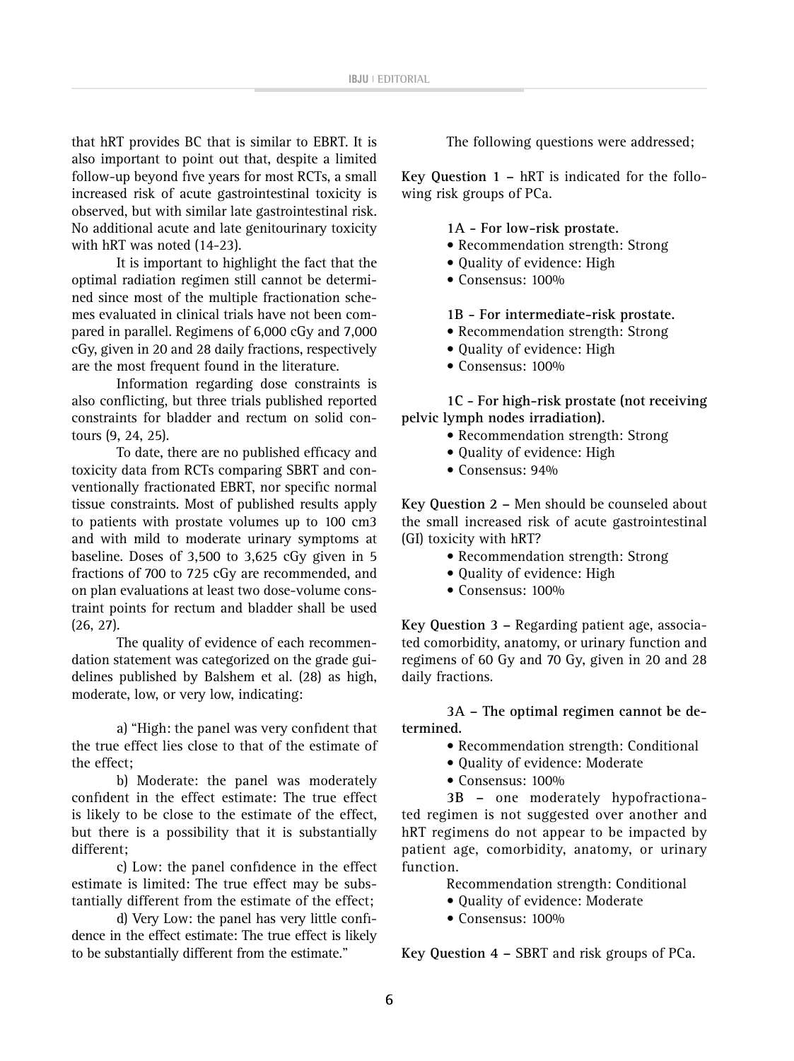that hRT provides BC that is similar to EBRT. It is also important to point out that, despite a limited follow-up beyond five years for most RCTs, a small increased risk of acute gastrointestinal toxicity is observed, but with similar late gastrointestinal risk. No additional acute and late genitourinary toxicity with hRT was noted (14-23).

It is important to highlight the fact that the optimal radiation regimen still cannot be determined since most of the multiple fractionation schemes evaluated in clinical trials have not been compared in parallel. Regimens of 6,000 cGy and 7,000 cGy, given in 20 and 28 daily fractions, respectively are the most frequent found in the literature.

Information regarding dose constraints is also conflicting, but three trials published reported constraints for bladder and rectum on solid contours (9, 24, 25).

To date, there are no published efficacy and toxicity data from RCTs comparing SBRT and conventionally fractionated EBRT, nor specific normal tissue constraints. Most of published results apply to patients with prostate volumes up to 100 cm3 and with mild to moderate urinary symptoms at baseline. Doses of 3,500 to 3,625 cGy given in 5 fractions of 700 to 725 cGy are recommended, and on plan evaluations at least two dose-volume constraint points for rectum and bladder shall be used (26, 27).

The quality of evidence of each recommendation statement was categorized on the grade guidelines published by Balshem et al. (28) as high, moderate, low, or very low, indicating:

a) "High: the panel was very confident that the true effect lies close to that of the estimate of the effect;

b) Moderate: the panel was moderately confident in the effect estimate: The true effect is likely to be close to the estimate of the effect, but there is a possibility that it is substantially different;

c) Low: the panel confidence in the effect estimate is limited: The true effect may be substantially different from the estimate of the effect;

d) Very Low: the panel has very little confidence in the effect estimate: The true effect is likely to be substantially different from the estimate."

The following questions were addressed;

**Key Question 1 –** hRT is indicated for the following risk groups of PCa.

**1A - For low-risk prostate.**

- Recommendation strength: Strong
- Quality of evidence: High
- Consensus: 100%

**1B - For intermediate-risk prostate.**

- Recommendation strength: Strong
- Quality of evidence: High
- Consensus: 100%

**1C - For high-risk prostate (not receiving pelvic lymph nodes irradiation).**

- Recommendation strength: Strong
- Quality of evidence: High
- Consensus: 94%

**Key Question 2 –** Men should be counseled about the small increased risk of acute gastrointestinal (GI) toxicity with hRT?

- Recommendation strength: Strong
- Quality of evidence: High
- Consensus: 100%

**Key Question 3 –** Regarding patient age, associated comorbidity, anatomy, or urinary function and regimens of 60 Gy and 70 Gy, given in 20 and 28 daily fractions.

**3A – The optimal regimen cannot be determined.**

- Recommendation strength: Conditional
- Quality of evidence: Moderate
- Consensus: 100%

**3B –** one moderately hypofractionated regimen is not suggested over another and hRT regimens do not appear to be impacted by patient age, comorbidity, anatomy, or urinary function.

Recommendation strength: Conditional

- Quality of evidence: Moderate
- Consensus: 100%

**Key Question 4 –** SBRT and risk groups of PCa.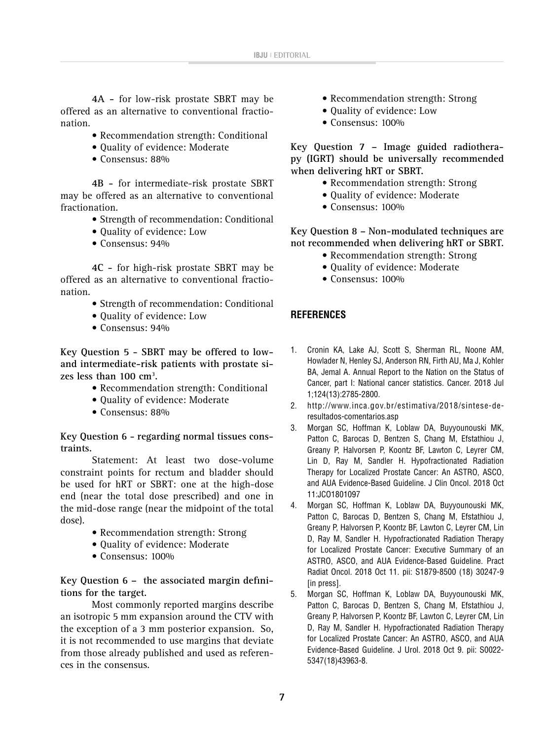**4A** – for low-risk prostate SBRT may be offered as an alternative to conventional fractionation.

- Recommendation strength: Conditional
- Quality of evidence: Moderate
- Consensus: 88%

**4B** – for intermediate-risk prostate SBRT may be offered as an alternative to conventional fractionation.

- Strength of recommendation: Conditional
- Quality of evidence: Low
- Consensus: 94%

**4C** – for high-risk prostate SBRT may be offered as an alternative to conventional fractionation.

- Strength of recommendation: Conditional
- Quality of evidence: Low
- Consensus: 94%

**Key Question 5 - SBRT may be offered to low- and intermediate-risk patients with prostate sizes less than 100 $cm^3$.**

- Recommendation strength: Conditional
- Quality of evidence: Moderate
- Consensus: 88%

**Key Question 6 - regarding normal tissues constraints.**

Statement: At least two dose-volume constraint points for rectum and bladder should be used for hRT or SBRT: one at the high-dose end (near the total dose prescribed) and one in the mid-dose range (near the midpoint of the total dose).

- Recommendation strength: Strong
- Quality of evidence: Moderate
- Consensus: 100%

**Key Question 6 – the associated margin definitions for the target.**

Most commonly reported margins describe an isotropic 5 mm expansion around the CTV with the exception of a 3 mm posterior expansion. So, it is not recommended to use margins that deviate from those already published and used as references in the consensus.

- Recommendation strength: Strong
- Quality of evidence: Low
- Consensus: 100%

**Key Question 7 – Image guided radiotherapy (IGRT) should be universally recommended when delivering hRT or SBRT.**

- Recommendation strength: Strong
- Quality of evidence: Moderate
- Consensus: 100%

**Key Question 8 – Non-modulated techniques are not recommended when delivering hRT or SBRT.**

- Recommendation strength: Strong
- Quality of evidence: Moderate
- Consensus: 100%

## REFERENCES

1. Cronin KA, Lake AJ, Scott S, Sherman RL, Noone AM, Howlader N, Henley SJ, Anderson RN, Firth AU, Ma J, Kohler BA, Jemal A. Annual Report to the Nation on the Status of Cancer, part I: National cancer statistics. Cancer. 2018 Jul 1;124(13):2785-2800.
2. http://www.inca.gov.br/estimativa/2018/sintese-de-resultados-comentarios.asp
3. Morgan SC, Hoffman K, Loblaw DA, Buyyounouski MK, Patton C, Barocas D, Bentzen S, Chang M, Efstathiou J, Greany P, Halvorsen P, Koontz BF, Lawton C, Leyrer CM, Lin D, Ray M, Sandler H. Hypofractionated Radiation Therapy for Localized Prostate Cancer: An ASTRO, ASCO, and AUA Evidence-Based Guideline. J Clin Oncol. 2018 Oct 11:JCO1801097
4. Morgan SC, Hoffman K, Loblaw DA, Buyyounouski MK, Patton C, Barocas D, Bentzen S, Chang M, Efstathiou J, Greany P, Halvorsen P, Koontz BF, Lawton C, Leyrer CM, Lin D, Ray M, Sandler H. Hypofractionated Radiation Therapy for Localized Prostate Cancer: Executive Summary of an ASTRO, ASCO, and AUA Evidence-Based Guideline. Pract Radiat Oncol. 2018 Oct 11. pii: S1879-8500 (18) 30247-9 [in press].
5. Morgan SC, Hoffman K, Loblaw DA, Buyyounouski MK, Patton C, Barocas D, Bentzen S, Chang M, Efstathiou J, Greany P, Halvorsen P, Koontz BF, Lawton C, Leyrer CM, Lin D, Ray M, Sandler H. Hypofractionated Radiation Therapy for Localized Prostate Cancer: An ASTRO, ASCO, and AUA Evidence-Based Guideline. J Urol. 2018 Oct 9. pii: S0022-5347(18)43963-8.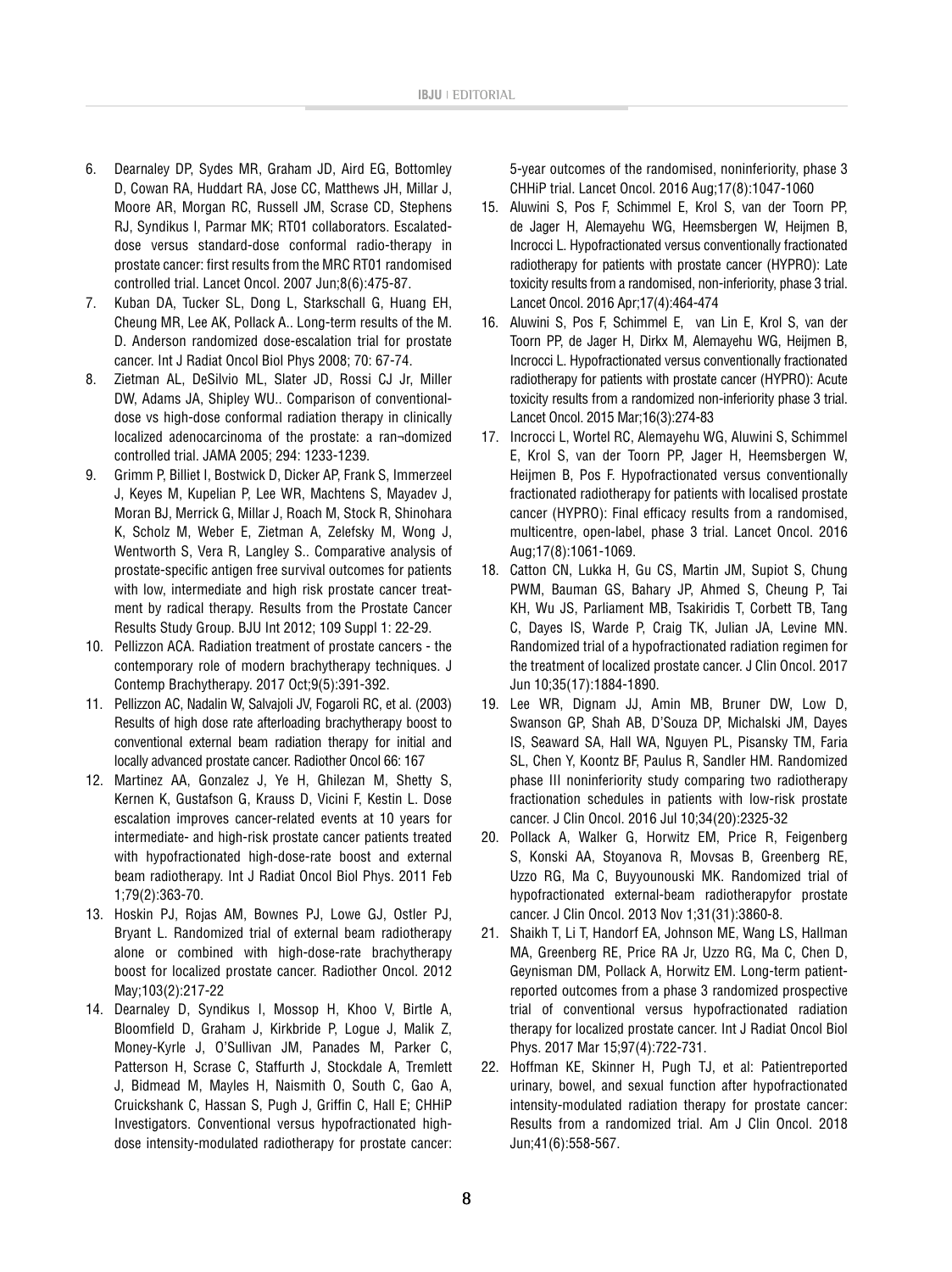6. Dearnaley DP, Sydes MR, Graham JD, Aird EG, Bottomley D, Cowan RA, Huddart RA, Jose CC, Matthews JH, Millar J, Moore AR, Morgan RC, Russell JM, Scrase CD, Stephens RJ, Syndikus I, Parmar MK; RT01 collaborators. Escalated-dose versus standard-dose conformal radio-therapy in prostate cancer: first results from the MRC RT01 randomised controlled trial. Lancet Oncol. 2007 Jun;8(6):475-87.
7. Kuban DA, Tucker SL, Dong L, Starkschall G, Huang EH, Cheung MR, Lee AK, Pollack A.. Long-term results of the M. D. Anderson randomized dose-escalation trial for prostate cancer. Int J Radiat Oncol Biol Phys 2008; 70: 67-74.
8. Zietman AL, DeSilvio ML, Slater JD, Rossi CJ Jr, Miller DW, Adams JA, Shipley WU.. Comparison of conventional-dose vs high-dose conformal radiation therapy in clinically localized adenocarcinoma of the prostate: a ran¬domized controlled trial. JAMA 2005; 294: 1233-1239.
9. Grimm P, Billiet I, Bostwick D, Dicker AP, Frank S, Immerzeel J, Keyes M, Kupelian P, Lee WR, Machtens S, Mayadev J, Moran BJ, Merrick G, Millar J, Roach M, Stock R, Shinohara K, Scholz M, Weber E, Zietman A, Zelefsky M, Wong J, Wentworth S, Vera R, Langley S.. Comparative analysis of prostate-specific antigen free survival outcomes for patients with low, intermediate and high risk prostate cancer treatment by radical therapy. Results from the Prostate Cancer Results Study Group. BJU Int 2012; 109 Suppl 1: 22-29.
10. Pellizzon ACA. Radiation treatment of prostate cancers - the contemporary role of modern brachytherapy techniques. J Contemp Brachytherapy. 2017 Oct;9(5):391-392.
11. Pellizzon AC, Nadalin W, Salvajoli JV, Fogaroli RC, et al. (2003) Results of high dose rate afterloading brachytherapy boost to conventional external beam radiation therapy for initial and locally advanced prostate cancer. Radiother Oncol 66: 167
12. Martinez AA, Gonzalez J, Ye H, Ghilezan M, Shetty S, Kernen K, Gustafson G, Krauss D, Vicini F, Kestin L. Dose escalation improves cancer-related events at 10 years for intermediate- and high-risk prostate cancer patients treated with hypofractionated high-dose-rate boost and external beam radiotherapy. Int J Radiat Oncol Biol Phys. 2011 Feb 1;79(2):363-70.
13. Hoskin PJ, Rojas AM, Bownes PJ, Lowe GJ, Ostler PJ, Bryant L. Randomized trial of external beam radiotherapy alone or combined with high-dose-rate brachytherapy boost for localized prostate cancer. Radiother Oncol. 2012 May;103(2):217-22
14. Dearnaley D, Syndikus I, Mossop H, Khoo V, Birtle A, Bloomfield D, Graham J, Kirkbride P, Logue J, Malik Z, Money-Kyrle J, O'Sullivan JM, Panades M, Parker C, Patterson H, Scrase C, Staffurth J, Stockdale A, Tremlett J, Bidmead M, Mayles H, Naismith O, South C, Gao A, Cruickshank C, Hassan S, Pugh J, Griffin C, Hall E; CHHiP Investigators. Conventional versus hypofractionated high-dose intensity-modulated radiotherapy for prostate cancer: 5-year outcomes of the randomised, noninferiority, phase 3 CHHiP trial. Lancet Oncol. 2016 Aug;17(8):1047-1060
15. Aluwini S, Pos F, Schimmel E, Krol S, van der Toorn PP, de Jager H, Alemayehu WG, Heemsbergen W, Heijmen B, Incrocci L. Hypofractionated versus conventionally fractionated radiotherapy for patients with prostate cancer (HYPRO): Late toxicity results from a randomised, non-inferiority, phase 3 trial. Lancet Oncol. 2016 Apr;17(4):464-474
16. Aluwini S, Pos F, Schimmel E, van Lin E, Krol S, van der Toorn PP, de Jager H, Dirkx M, Alemayehu WG, Heijmen B, Incrocci L. Hypofractionated versus conventionally fractionated radiotherapy for patients with prostate cancer (HYPRO): Acute toxicity results from a randomized non-inferiority phase 3 trial. Lancet Oncol. 2015 Mar;16(3):274-83
17. Incrocci L, Wortel RC, Alemayehu WG, Aluwini S, Schimmel E, Krol S, van der Toorn PP, Jager H, Heemsbergen W, Heijmen B, Pos F. Hypofractionated versus conventionally fractionated radiotherapy for patients with localised prostate cancer (HYPRO): Final efficacy results from a randomised, multicentre, open-label, phase 3 trial. Lancet Oncol. 2016 Aug;17(8):1061-1069.
18. Catton CN, Lukka H, Gu CS, Martin JM, Supiot S, Chung PWM, Bauman GS, Bahary JP, Ahmed S, Cheung P, Tai KH, Wu JS, Parliament MB, Tsakiridis T, Corbett TB, Tang C, Dayes IS, Warde P, Craig TK, Julian JA, Levine MN. Randomized trial of a hypofractionated radiation regimen for the treatment of localized prostate cancer. J Clin Oncol. 2017 Jun 10;35(17):1884-1890.
19. Lee WR, Dignam JJ, Amin MB, Bruner DW, Low D, Swanson GP, Shah AB, D'Souza DP, Michalski JM, Dayes IS, Seaward SA, Hall WA, Nguyen PL, Pisansky TM, Faria SL, Chen Y, Koontz BF, Paulus R, Sandler HM. Randomized phase III noninferiority study comparing two radiotherapy fractionation schedules in patients with low-risk prostate cancer. J Clin Oncol. 2016 Jul 10;34(20):2325-32
20. Pollack A, Walker G, Horwitz EM, Price R, Feigenberg S, Konski AA, Stoyanova R, Movsas B, Greenberg RE, Uzzo RG, Ma C, Buyyounouski MK. Randomized trial of hypofractionated external-beam radiotherapyfor prostate cancer. J Clin Oncol. 2013 Nov 1;31(31):3860-8.
21. Shaikh T, Li T, Handorf EA, Johnson ME, Wang LS, Hallman MA, Greenberg RE, Price RA Jr, Uzzo RG, Ma C, Chen D, Geynisman DM, Pollack A, Horwitz EM. Long-term patient-reported outcomes from a phase 3 randomized prospective trial of conventional versus hypofractionated radiation therapy for localized prostate cancer. Int J Radiat Oncol Biol Phys. 2017 Mar 15;97(4):722-731.
22. Hoffman KE, Skinner H, Pugh TJ, et al: Patientreported urinary, bowel, and sexual function after hypofractionated intensity-modulated radiation therapy for prostate cancer: Results from a randomized trial. Am J Clin Oncol. 2018 Jun;41(6):558-567.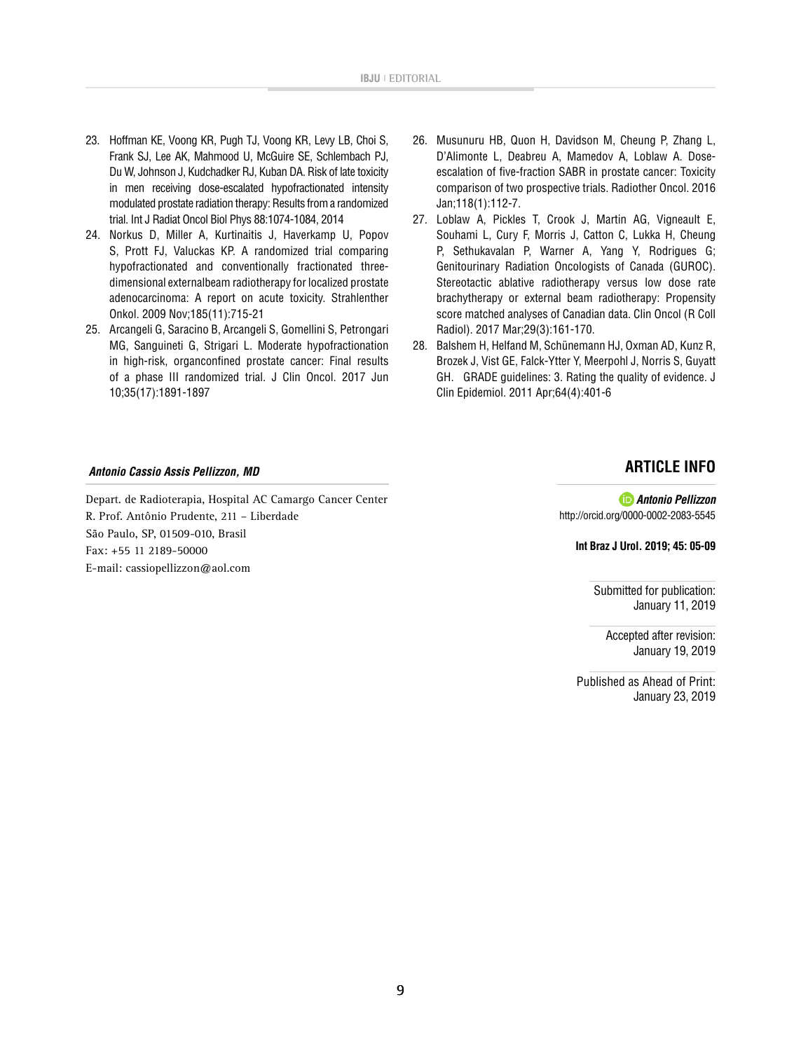23. Hoffman KE, Voong KR, Pugh TJ, Voong KR, Levy LB, Choi S, Frank SJ, Lee AK, Mahmood U, McGuire SE, Schlembach PJ, Du W, Johnson J, Kudchadker RJ, Kuban DA. Risk of late toxicity in men receiving dose-escalated hypofractionated intensity modulated prostate radiation therapy: Results from a randomized trial. Int J Radiat Oncol Biol Phys 88:1074-1084, 2014
24. Norkus D, Miller A, Kurtinaitis J, Haverkamp U, Popov S, Prott FJ, Valuckas KP. A randomized trial comparing hypofractionated and conventionally fractionated three-dimensional externalbeam radiotherapy for localized prostate adenocarcinoma: A report on acute toxicity. Strahlenther Onkol. 2009 Nov;185(11):715-21
25. Arcangeli G, Saracino B, Arcangeli S, Gomellini S, Petrongari MG, Sanguineti G, Strigari L. Moderate hypofractionation in high-risk, organconfined prostate cancer: Final results of a phase III randomized trial. J Clin Oncol. 2017 Jun 10;35(17):1891-1897
26. Musunuru HB, Quon H, Davidson M, Cheung P, Zhang L, D'Alimonte L, Deabreu A, Mamedov A, Loblaw A. Dose-escalation of five-fraction SABR in prostate cancer: Toxicity comparison of two prospective trials. Radiother Oncol. 2016 Jan;118(1):112-7.
27. Loblaw A, Pickles T, Crook J, Martin AG, Vigneault E, Souhami L, Cury F, Morris J, Catton C, Lukka H, Cheung P, Sethukavalan P, Warner A, Yang Y, Rodrigues G; Genitourinary Radiation Oncologists of Canada (GUROC). Stereotactic ablative radiotherapy versus low dose rate brachytherapy or external beam radiotherapy: Propensity score matched analyses of Canadian data. Clin Oncol (R Coll Radiol). 2017 Mar;29(3):161-170.
28. Balshem H, Helfand M, Schünemann HJ, Oxman AD, Kunz R, Brozek J, Vist GE, Falck-Ytter Y, Meerpohl J, Norris S, Guyatt GH. GRADE guidelines: 3. Rating the quality of evidence. J Clin Epidemiol. 2011 Apr;64(4):401-6

***Antonio Cassio Assis Pellizzon, MD***

Depart. de Radioterapia, Hospital AC Camargo Cancer Center
R. Prof. Antônio Prudente, 211 – Liberdade
São Paulo, SP, 01509-010, Brasil
Fax: +55 11 2189-50000
E-mail: cassiopellizzon@aol.com

## ARTICLE INFO

***Antonio Pellizzon***
http://orcid.org/0000-0002-2083-5545

**Int Braz J Urol. 2019; 45: 05-09**

Submitted for publication:
January 11, 2019

Accepted after revision:
January 19, 2019

Published as Ahead of Print:
January 23, 2019